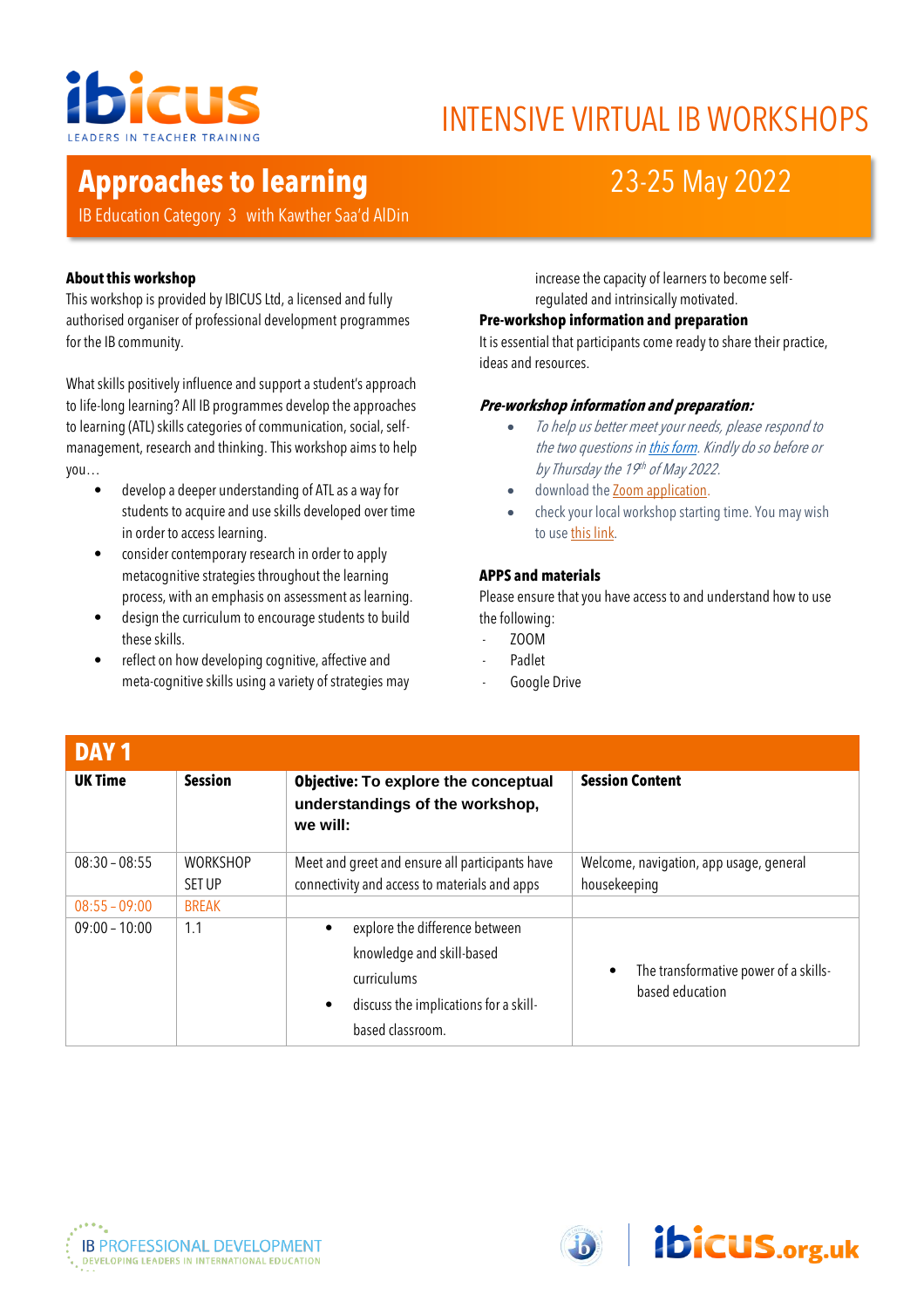ibicus
LEADERS IN TEACHER TRAINING

# INTENSIVE VIRTUAL IB WORKSHOPS

## Approaches to learning

IB Education Category 3 with Kawther Saa'd AlDin

23-25 May 2022

**About this workshop**

This workshop is provided by IBICUS Ltd, a licensed and fully authorised organiser of professional development programmes for the IB community.

What skills positively influence and support a student's approach to life-long learning? All IB programmes develop the approaches to learning (ATL) skills categories of communication, social, self-management, research and thinking. This workshop aims to help you…

- develop a deeper understanding of ATL as a way for students to acquire and use skills developed over time in order to access learning.
- consider contemporary research in order to apply metacognitive strategies throughout the learning process, with an emphasis on assessment as learning.
- design the curriculum to encourage students to build these skills.
- reflect on how developing cognitive, affective and meta-cognitive skills using a variety of strategies may increase the capacity of learners to become self-regulated and intrinsically motivated.

**Pre-workshop information and preparation**

It is essential that participants come ready to share their practice, ideas and resources.

***Pre-workshop information and preparation:***

- *To help us better meet your needs, please respond to the two questions in this form. Kindly do so before or by Thursday the 19th of May 2022.*
- download the Zoom application.
- check your local workshop starting time. You may wish to use this link.

**APPS and materials**

Please ensure that you have access to and understand how to use the following:

- ZOOM
- Padlet
- Google Drive

**DAY 1**

| UK Time | Session | Objective: To explore the conceptual understandings of the workshop, we will: | Session Content |
|---|---|---|---|
| 08:30 – 08:55 | WORKSHOP SET UP | Meet and greet and ensure all participants have connectivity and access to materials and apps | Welcome, navigation, app usage, general housekeeping |
| 08:55 – 09:00 | BREAK | | |
| 09:00 – 10:00 | 1.1 | • explore the difference between knowledge and skill-based curriculums<br>• discuss the implications for a skill-based classroom. | • The transformative power of a skills-based education |

IB PROFESSIONAL DEVELOPMENT
DEVELOPING LEADERS IN INTERNATIONAL EDUCATION

ibicus.org.uk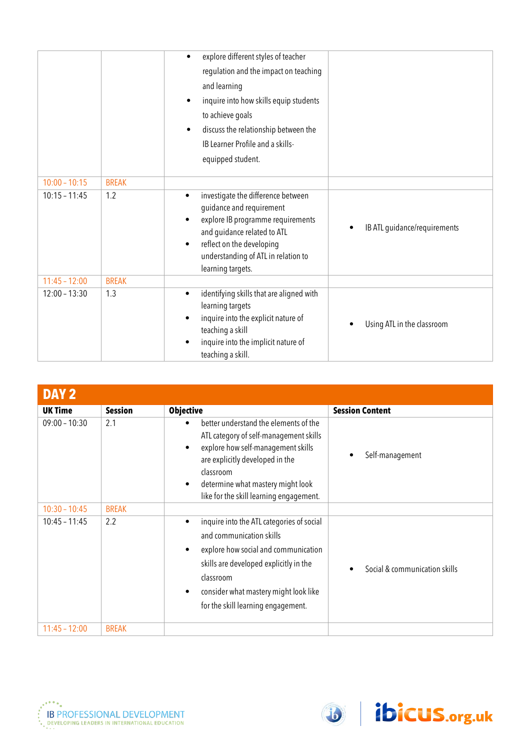| | | | |
|---|---|---|---|
| | | • explore different styles of teacher regulation and the impact on teaching and learning<br>• inquire into how skills equip students to achieve goals<br>• discuss the relationship between the IB Learner Profile and a skills-equipped student. | |
| 10:00 – 10:15 | BREAK | | |
| 10:15 – 11:45 | 1.2 | • investigate the difference between guidance and requirement<br>• explore IB programme requirements and guidance related to ATL<br>• reflect on the developing understanding of ATL in relation to learning targets. | • IB ATL guidance/requirements |
| 11:45 – 12:00 | BREAK | | |
| 12:00 – 13:30 | 1.3 | • identifying skills that are aligned with learning targets<br>• inquire into the explicit nature of teaching a skill<br>• inquire into the implicit nature of teaching a skill. | • Using ATL in the classroom |

## DAY 2

| UK Time | Session | Objective | Session Content |
|---|---|---|---|
| 09:00 – 10:30 | 2.1 | • better understand the elements of the ATL category of self-management skills<br>• explore how self-management skills are explicitly developed in the classroom<br>• determine what mastery might look like for the skill learning engagement. | • Self-management |
| 10:30 – 10:45 | BREAK | | |
| 10:45 – 11:45 | 2.2 | • inquire into the ATL categories of social and communication skills<br>• explore how social and communication skills are developed explicitly in the classroom<br>• consider what mastery might look like for the skill learning engagement. | • Social & communication skills |
| 11:45 – 12:00 | BREAK | | |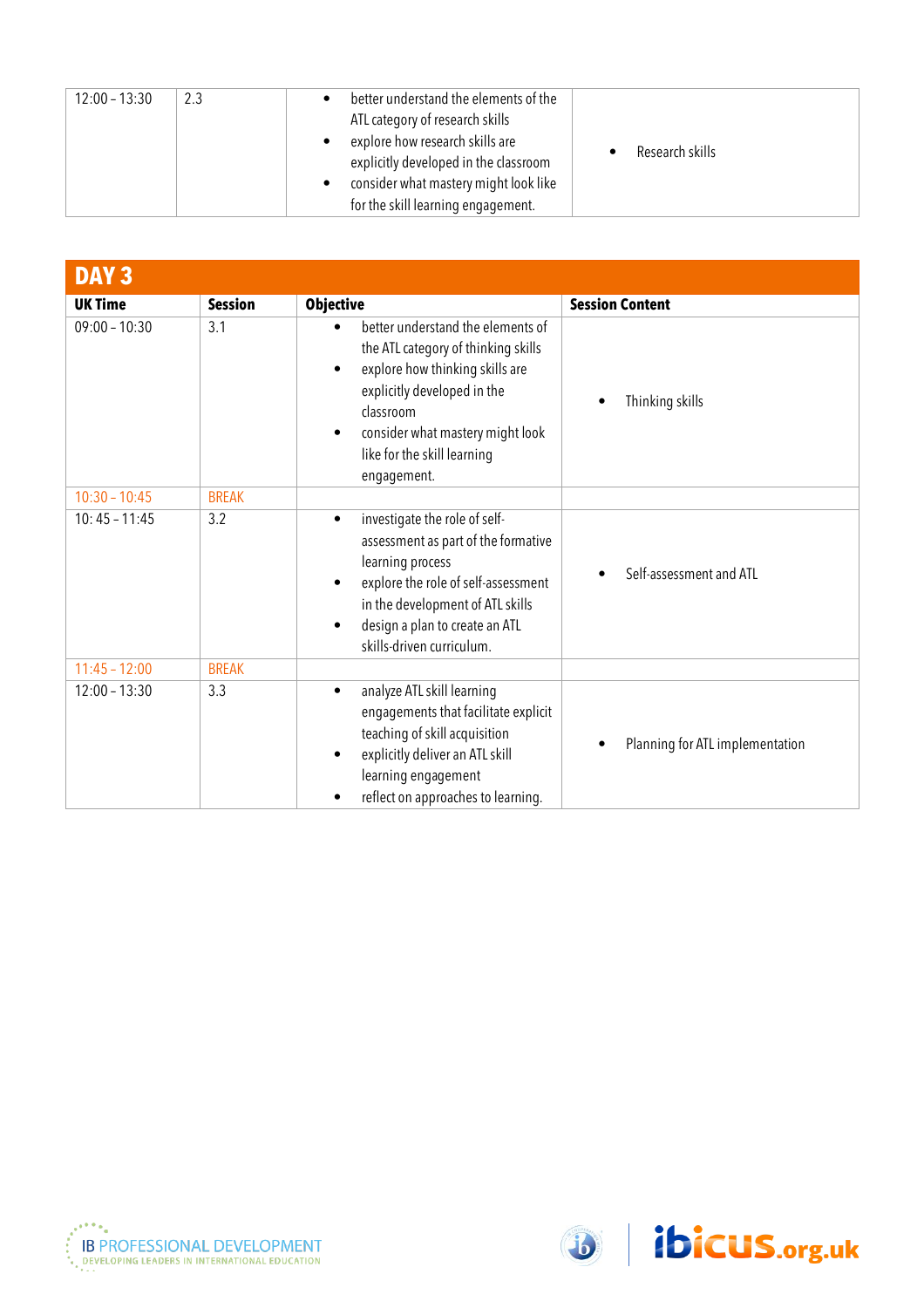| | | | |
|---|---|---|---|
| 12:00 – 13:30 | 2.3 | • better understand the elements of the ATL category of research skills<br>• explore how research skills are explicitly developed in the classroom<br>• consider what mastery might look like for the skill learning engagement. | • Research skills |

## DAY 3

| UK Time | Session | Objective | Session Content |
|---|---|---|---|
| 09:00 – 10:30 | 3.1 | • better understand the elements of the ATL category of thinking skills<br>• explore how thinking skills are explicitly developed in the classroom<br>• consider what mastery might look like for the skill learning engagement. | • Thinking skills |
| 10:30 – 10:45 | BREAK | | |
| 10: 45 – 11:45 | 3.2 | • investigate the role of self-assessment as part of the formative learning process<br>• explore the role of self-assessment in the development of ATL skills<br>• design a plan to create an ATL skills-driven curriculum. | • Self-assessment and ATL |
| 11:45 – 12:00 | BREAK | | |
| 12:00 – 13:30 | 3.3 | • analyze ATL skill learning engagements that facilitate explicit teaching of skill acquisition<br>• explicitly deliver an ATL skill learning engagement<br>• reflect on approaches to learning. | • Planning for ATL implementation |